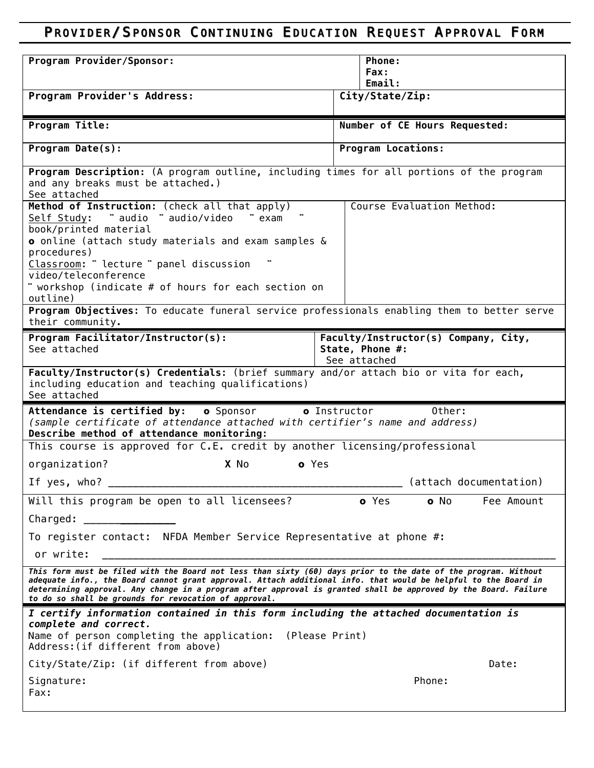# Provider/Sponsor Continuing Education Request Approval Form

| | |
|---|---|
| **Program Provider/Sponsor:** | **Phone:**<br>**Fax:**<br>**Email:** |
| **Program Provider's Address:** | **City/State/Zip:** |
| **Program Title:** | **Number of CE Hours Requested:** |
| **Program Date(s):** | **Program Locations:** |

**Program Description:** (A program outline, including times for all portions of the program and any breaks must be attached.)
See attached

| | |
|---|---|
| **Method of Instruction:** (check all that apply)<br>Self Study: ¨ audio ¨ audio/video ¨ exam ¨ book/printed material<br>**o** online (attach study materials and exam samples & procedures)<br>Classroom: ¨ lecture ¨ panel discussion ¨ video/teleconference<br>¨ workshop (indicate # of hours for each section on outline) | Course Evaluation Method: |

**Program Objectives:** To educate funeral service professionals enabling them to better serve their community.

| | |
|---|---|
| **Program Facilitator/Instructor(s):**<br>See attached | **Faculty/Instructor(s) Company, City, State, Phone #:**<br>See attached |

**Faculty/Instructor(s) Credentials:** (brief summary and/or attach bio or vita for each, including education and teaching qualifications)
See attached

**Attendance is certified by:** **o** Sponsor **o** Instructor Other:
*(sample certificate of attendance attached with certifier's name and address)*
**Describe method of attendance monitoring:**

This course is approved for C.E. credit by another licensing/professional organization? **X** No **o** Yes

If yes, who? ______________________________________________ (attach documentation)

Will this program be open to all licensees? **o** Yes **o** No Fee Amount Charged: _______________

To register contact: NFDA Member Service Representative at phone #:

or write: ___________________________________________________________________________

***This form must be filed with the Board not less than sixty (60) days prior to the date of the program. Without adequate info., the Board cannot grant approval. Attach additional info. that would be helpful to the Board in determining approval. Any change in a program after approval is granted shall be approved by the Board. Failure to do so shall be grounds for revocation of approval.***

***I certify information contained in this form including the attached documentation is complete and correct.***

Name of person completing the application: (Please Print)
Address:(if different from above)

City/State/Zip: (if different from above) Date:

Signature: Phone:
Fax: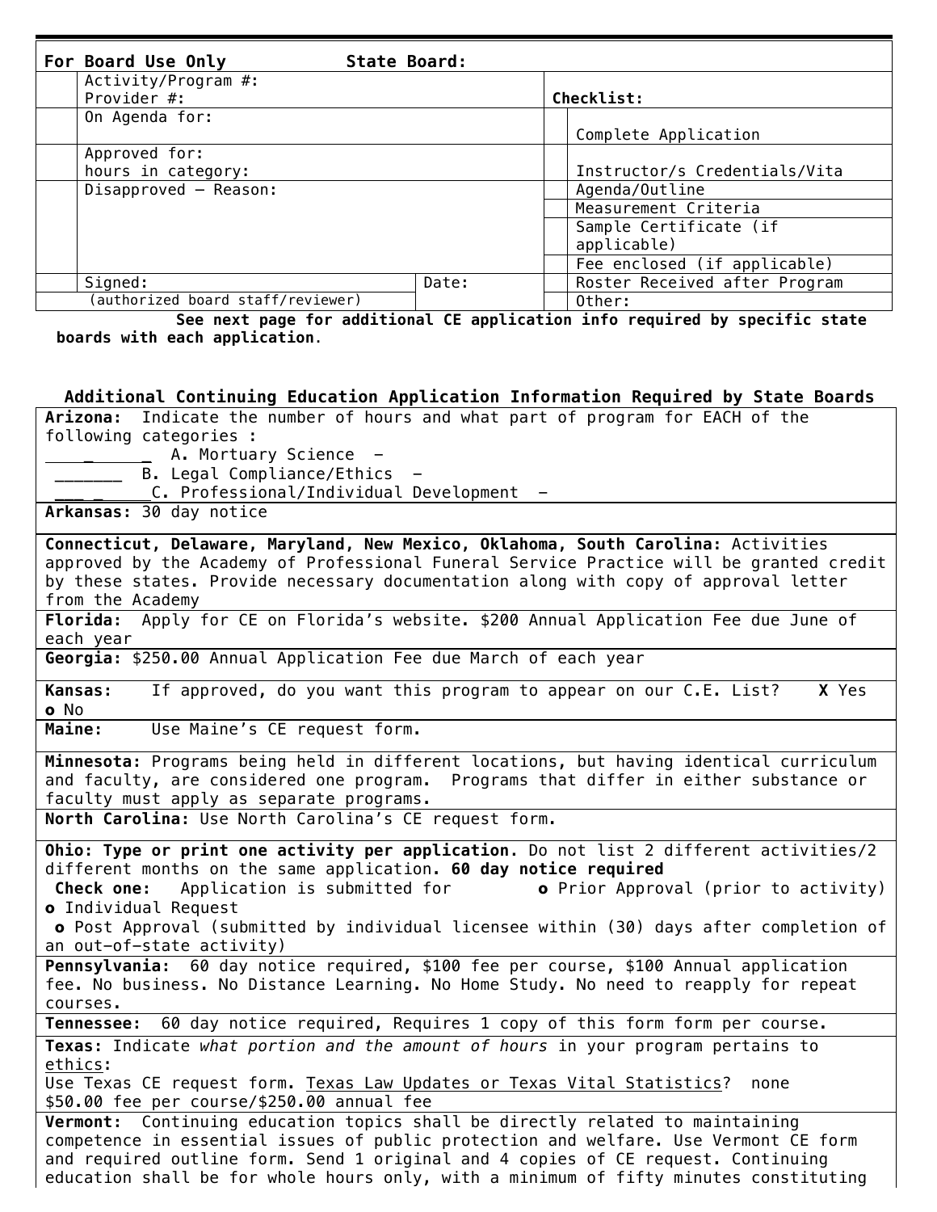| For Board Use Only | State Board: | | | |
|---|---|---|---|---|
| | Activity/Program #:<br>Provider #: | | Checklist: | |
| | On Agenda for: | | | Complete Application |
| | Approved for:<br>hours in category: | | | Instructor/s Credentials/Vita |
| | Disapproved – Reason: | | | Agenda/Outline |
| | | | | Measurement Criteria |
| | | | | Sample Certificate (if applicable) |
| | | | | Fee enclosed (if applicable) |
| | Signed: | Date: | | Roster Received after Program |
| (authorized board staff/reviewer) | | | | Other: |

**See next page for additional CE application info required by specific state boards with each application.**

## Additional Continuing Education Application Information Required by State Boards

| |
|---|
| **Arizona:** Indicate the number of hours and what part of program for EACH of the following categories :<br>\_\_\_\_\_\_\_\_ A. Mortuary Science –<br>\_\_\_\_\_\_\_ B. Legal Compliance/Ethics –<br>\_\_\_\_\_\_\_\_ C. Professional/Individual Development – |
| **Arkansas:** 30 day notice |
| **Connecticut, Delaware, Maryland, New Mexico, Oklahoma, South Carolina:** Activities approved by the Academy of Professional Funeral Service Practice will be granted credit by these states. Provide necessary documentation along with copy of approval letter from the Academy |
| **Florida:** Apply for CE on Florida's website. $200 Annual Application Fee due June of each year |
| **Georgia:** $250.00 Annual Application Fee due March of each year |
| **Kansas:** If approved, do you want this program to appear on our C.E. List? **X** Yes **o** No |
| **Maine:** Use Maine's CE request form. |
| **Minnesota:** Programs being held in different locations, but having identical curriculum and faculty, are considered one program. Programs that differ in either substance or faculty must apply as separate programs. |
| **North Carolina:** Use North Carolina's CE request form. |
| **Ohio: Type or print one activity per application.** Do not list 2 different activities/2 different months on the same application. **60 day notice required**<br>**Check one:** Application is submitted for **o** Prior Approval (prior to activity) **o** Individual Request<br>**o** Post Approval (submitted by individual licensee within (30) days after completion of an out-of-state activity) |
| **Pennsylvania:** 60 day notice required, $100 fee per course, $100 Annual application fee. No business. No Distance Learning. No Home Study. No need to reapply for repeat courses. |
| **Tennessee:** 60 day notice required, Requires 1 copy of this form form per course. |
| **Texas:** Indicate *what portion and the amount of hours* in your program pertains to ethics:<br>Use Texas CE request form. Texas Law Updates or Texas Vital Statistics? none<br>$50.00 fee per course/$250.00 annual fee |
| **Vermont:** Continuing education topics shall be directly related to maintaining competence in essential issues of public protection and welfare. Use Vermont CE form and required outline form. Send 1 original and 4 copies of CE request. Continuing education shall be for whole hours only, with a minimum of fifty minutes constituting |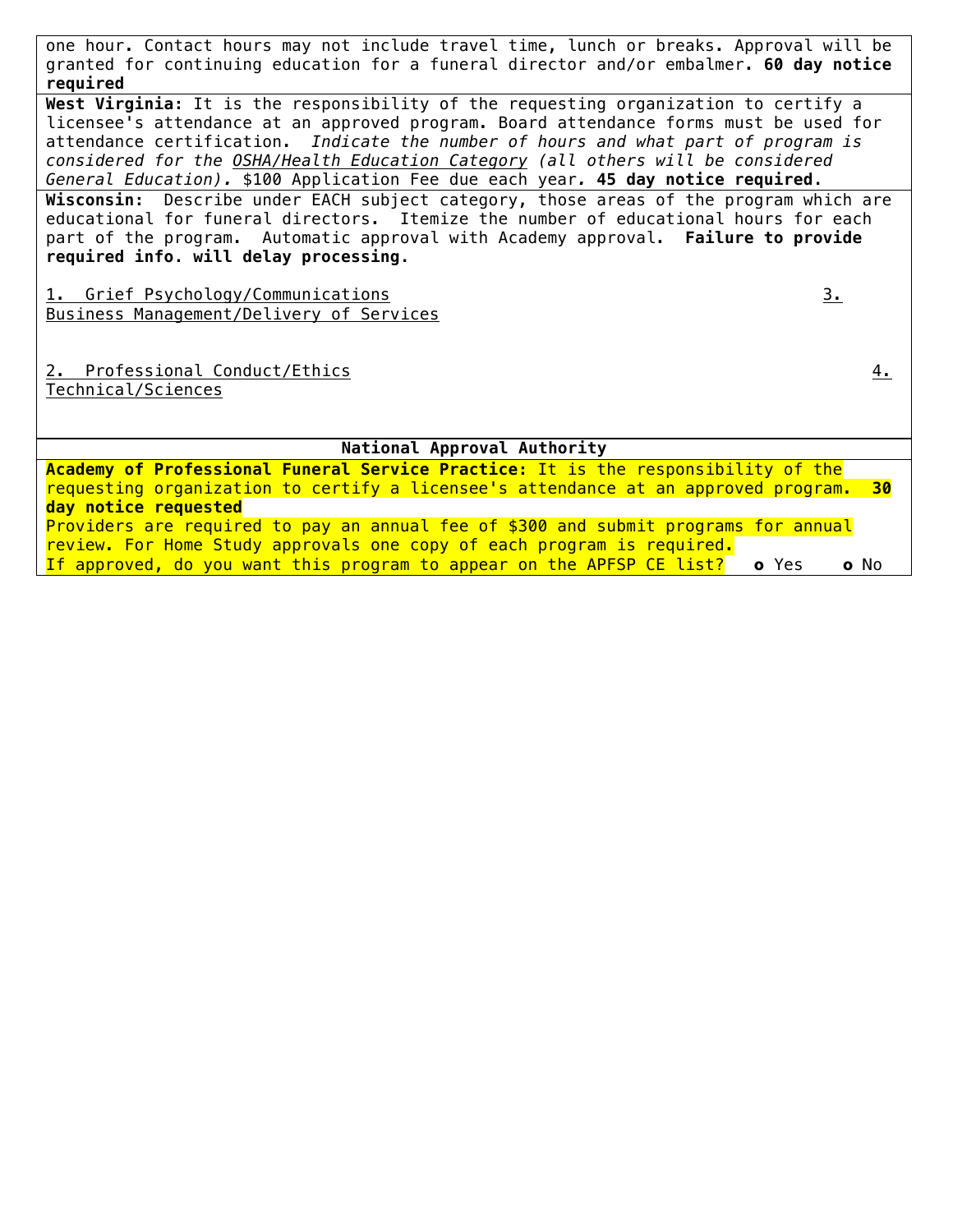one hour. Contact hours may not include travel time, lunch or breaks. Approval will be granted for continuing education for a funeral director and/or embalmer. **60 day notice required**

**West Virginia:** It is the responsibility of the requesting organization to certify a licensee's attendance at an approved program. Board attendance forms must be used for attendance certification. *Indicate the number of hours and what part of program is considered for the OSHA/Health Education Category (all others will be considered General Education).* $100 Application Fee due each year. **45 day notice required.**

**Wisconsin:** Describe under EACH subject category, those areas of the program which are educational for funeral directors. Itemize the number of educational hours for each part of the program. Automatic approval with Academy approval. **Failure to provide required info. will delay processing.**

1. Grief Psychology/Communications

2. Professional Conduct/Ethics

3. Business Management/Delivery of Services

4. Technical/Sciences

**National Approval Authority**

**Academy of Professional Funeral Service Practice:** It is the responsibility of the requesting organization to certify a licensee's attendance at an approved program. **30 day notice requested**

Providers are required to pay an annual fee of $300 and submit programs for annual review. For Home Study approvals one copy of each program is required.

If approved, do you want this program to appear on the APFSP CE list? o Yes o No